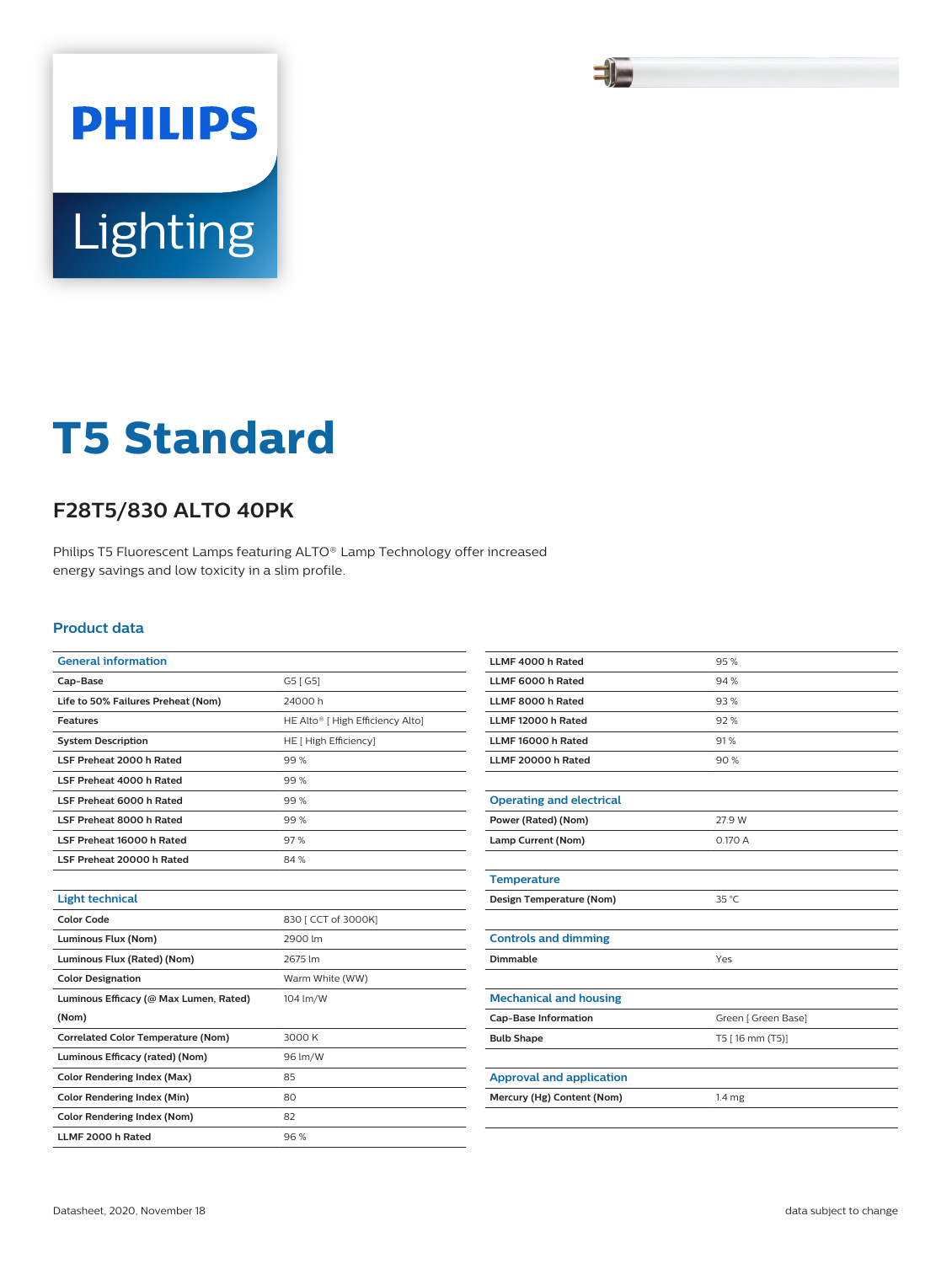# T5 Standard

## F28T5/830 ALTO 40PK

Philips T5 Fluorescent Lamps featuring ALTO® Lamp Technology offer increased energy savings and low toxicity in a slim profile.

### Product data

| General information | |
|---|---|
| Cap-Base | G5 [ G5] |
| Life to 50% Failures Preheat (Nom) | 24000 h |
| Features | HE Alto® [ High Efficiency Alto] |
| System Description | HE [ High Efficiency] |
| LSF Preheat 2000 h Rated | 99 % |
| LSF Preheat 4000 h Rated | 99 % |
| LSF Preheat 6000 h Rated | 99 % |
| LSF Preheat 8000 h Rated | 99 % |
| LSF Preheat 16000 h Rated | 97 % |
| LSF Preheat 20000 h Rated | 84 % |

| Light technical | |
|---|---|
| Color Code | 830 [ CCT of 3000K] |
| Luminous Flux (Nom) | 2900 lm |
| Luminous Flux (Rated) (Nom) | 2675 lm |
| Color Designation | Warm White (WW) |
| Luminous Efficacy (@ Max Lumen, Rated) (Nom) | 104 lm/W |
| Correlated Color Temperature (Nom) | 3000 K |
| Luminous Efficacy (rated) (Nom) | 96 lm/W |
| Color Rendering Index (Max) | 85 |
| Color Rendering Index (Min) | 80 |
| Color Rendering Index (Nom) | 82 |
| LLMF 2000 h Rated | 96 % |
| LLMF 4000 h Rated | 95 % |
| LLMF 6000 h Rated | 94 % |
| LLMF 8000 h Rated | 93 % |
| LLMF 12000 h Rated | 92 % |
| LLMF 16000 h Rated | 91 % |
| LLMF 20000 h Rated | 90 % |

| Operating and electrical | |
|---|---|
| Power (Rated) (Nom) | 27.9 W |
| Lamp Current (Nom) | 0.170 A |

| Temperature | |
|---|---|
| Design Temperature (Nom) | 35 °C |

| Controls and dimming | |
|---|---|
| Dimmable | Yes |

| Mechanical and housing | |
|---|---|
| Cap-Base Information | Green [ Green Base] |
| Bulb Shape | T5 [ 16 mm (T5)] |

| Approval and application | |
|---|---|
| Mercury (Hg) Content (Nom) | 1.4 mg |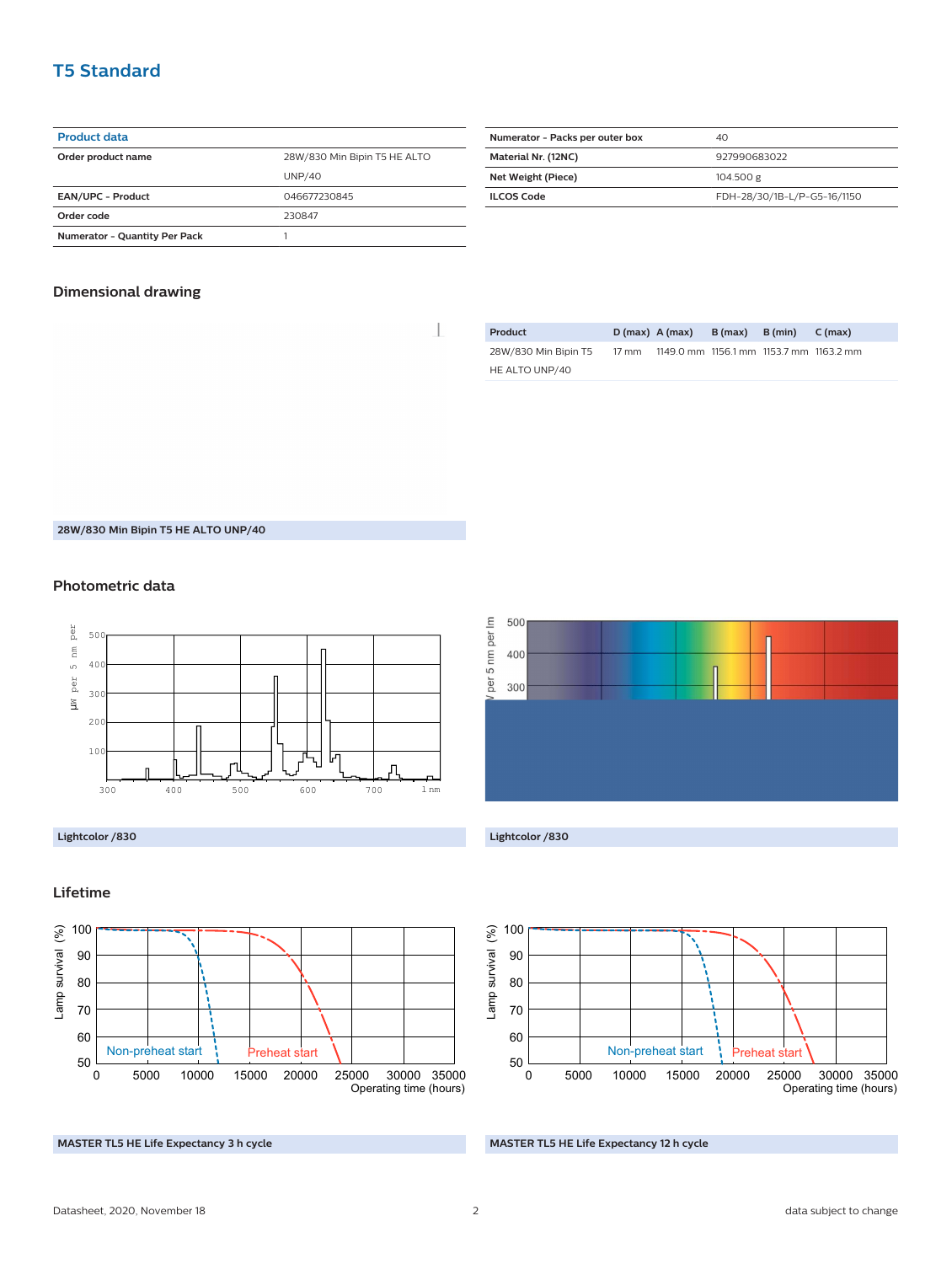## T5 Standard

| Product data | |
|---|---|
| Order product name | 28W/830 Min Bipin T5 HE ALTO UNP/40 |
| EAN/UPC - Product | 046677230845 |
| Order code | 230847 |
| Numerator - Quantity Per Pack | 1 |
| Numerator - Packs per outer box | 40 |
| Material Nr. (12NC) | 927990683022 |
| Net Weight (Piece) | 104.500 g |
| ILCOS Code | FDH-28/30/1B-L/P-G5-16/1150 |

### Dimensional drawing

| Product | D (max) | A (max) | B (max) | B (min) | C (max) |
|---|---|---|---|---|---|
| 28W/830 Min Bipin T5 HE ALTO UNP/40 | 17 mm | 1149.0 mm | 1156.1 mm | 1153.7 mm | 1163.2 mm |

28W/830 Min Bipin T5 HE ALTO UNP/40

### Photometric data

Lightcolor /830

Lightcolor /830

### Lifetime

MASTER TL5 HE Life Expectancy 3 h cycle

MASTER TL5 HE Life Expectancy 12 h cycle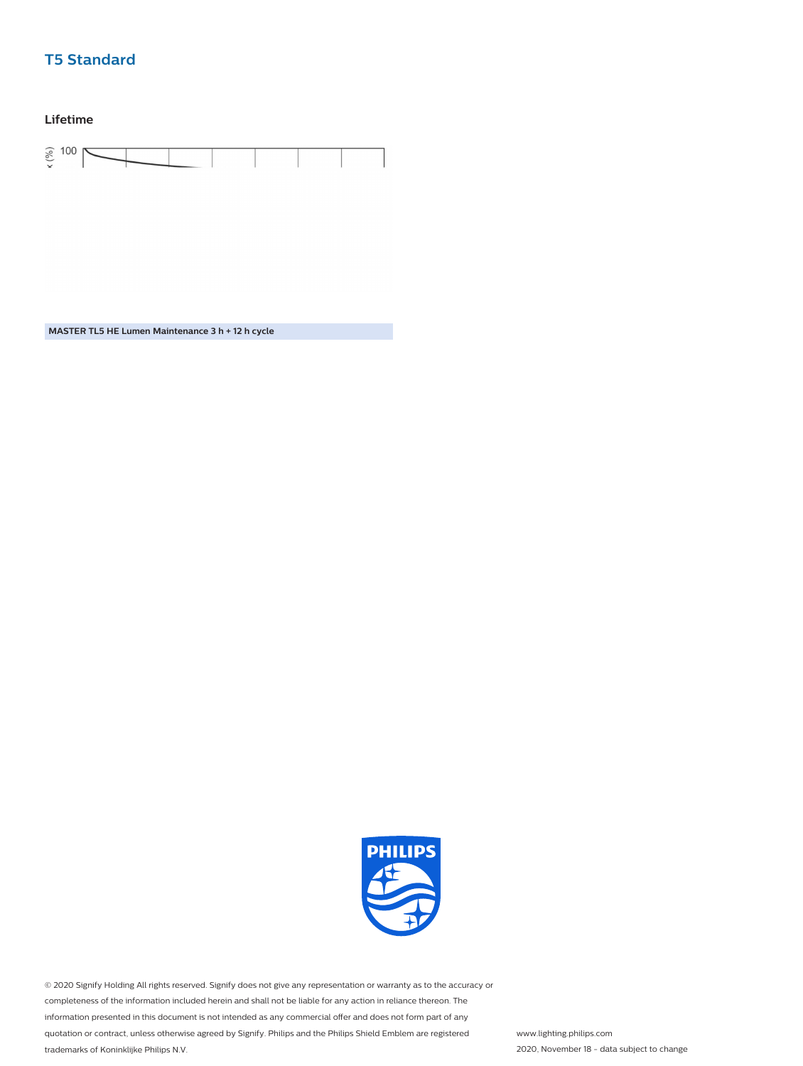## T5 Standard

### Lifetime

x (%)
100

MASTER TL5 HE Lumen Maintenance 3 h + 12 h cycle

© 2020 Signify Holding All rights reserved. Signify does not give any representation or warranty as to the accuracy or completeness of the information included herein and shall not be liable for any action in reliance thereon. The information presented in this document is not intended as any commercial offer and does not form part of any quotation or contract, unless otherwise agreed by Signify. Philips and the Philips Shield Emblem are registered trademarks of Koninklijke Philips N.V.

www.lighting.philips.com
2020, November 18 - data subject to change